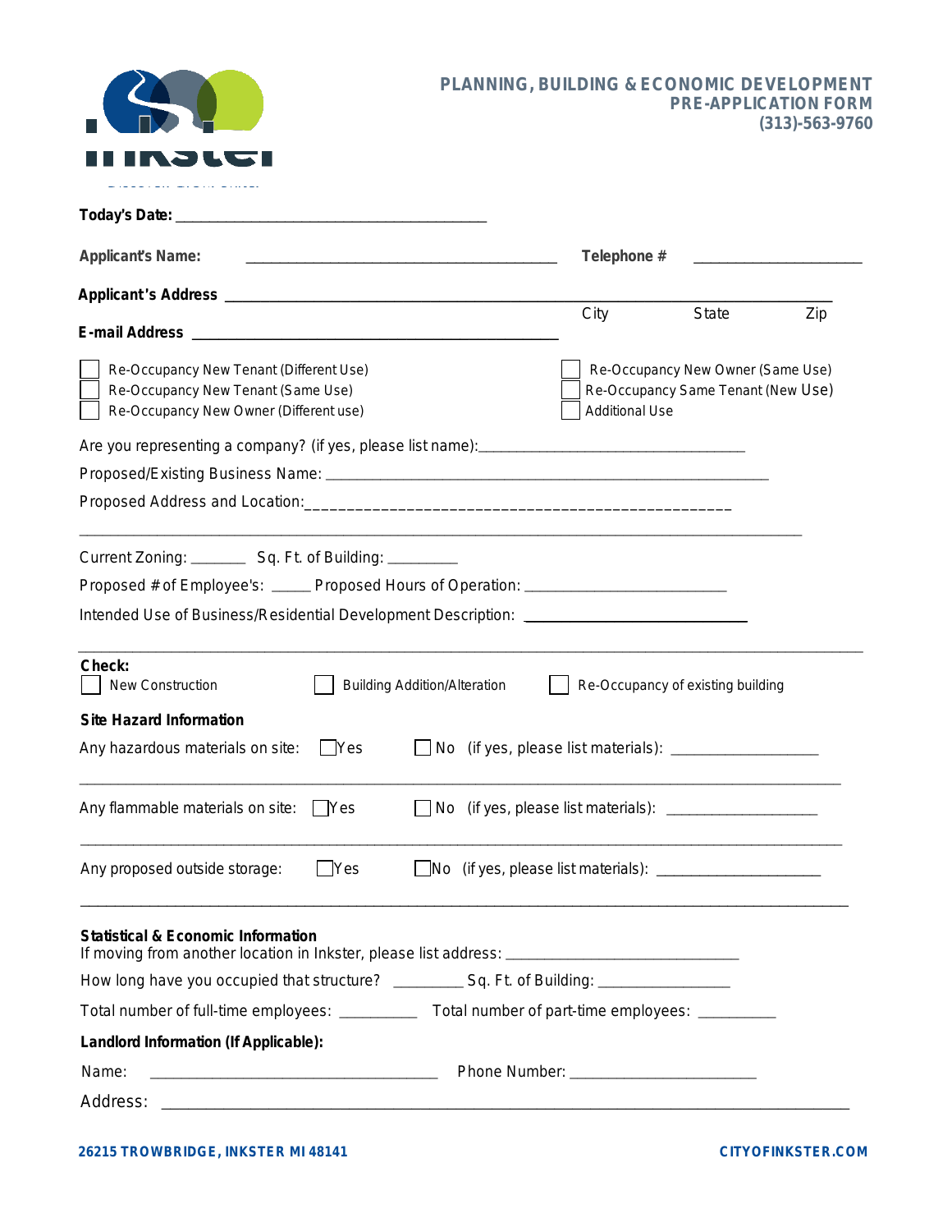**PLANNING, BUILDING & ECONOMIC DEVELOPMENT**
**PRE-APPLICATION FORM**
**(313)-563-9760**

**Today's Date:** ________________________________________

**Applicant's Name:** ________________________________________ **Telephone #** ______________________

**Applicant's Address** ______________________________________________________________________

City State Zip

**E-mail Address** ______________________________________________

- ☐ Re-Occupancy New Tenant (Different Use)
- ☐ Re-Occupancy New Tenant (Same Use)
- ☐ Re-Occupancy New Owner (Different use)
- ☐ Re-Occupancy New Owner (Same Use)
- ☐ Re-Occupancy Same Tenant (New Use)
- ☐ Additional Use

Are you representing a company? (if yes, please list name):__________________________________

Proposed/Existing Business Name: ________________________________________________________

Proposed Address and Location:__________________________________________________

______________________________________________________________________________________

Current Zoning: _______ Sq. Ft. of Building: _________

Proposed # of Employee's: _____ Proposed Hours of Operation: _________________________

Intended Use of Business/Residential Development Description: ____________________________

**Check:**

☐ New Construction ☐ Building Addition/Alteration ☐ Re-Occupancy of existing building

**Site Hazard Information**

Any hazardous materials on site: ☐ Yes ☐ No (if yes, please list materials): __________________

______________________________________________________________________________________

Any flammable materials on site: ☐ Yes ☐ No (if yes, please list materials): __________________

______________________________________________________________________________________

Any proposed outside storage: ☐ Yes ☐ No (if yes, please list materials): _____________________

______________________________________________________________________________________

**Statistical & Economic Information**

If moving from another location in Inkster, please list address: _____________________________

How long have you occupied that structure? _________ Sq. Ft. of Building: ________________

Total number of full-time employees: __________ Total number of part-time employees: __________

**Landlord Information (If Applicable):**

Name: ____________________________________ Phone Number: ________________________

Address: __________________________________________________________________________

**26215 TROWBRIDGE, INKSTER MI 48141** **CITYOFINKSTER.COM**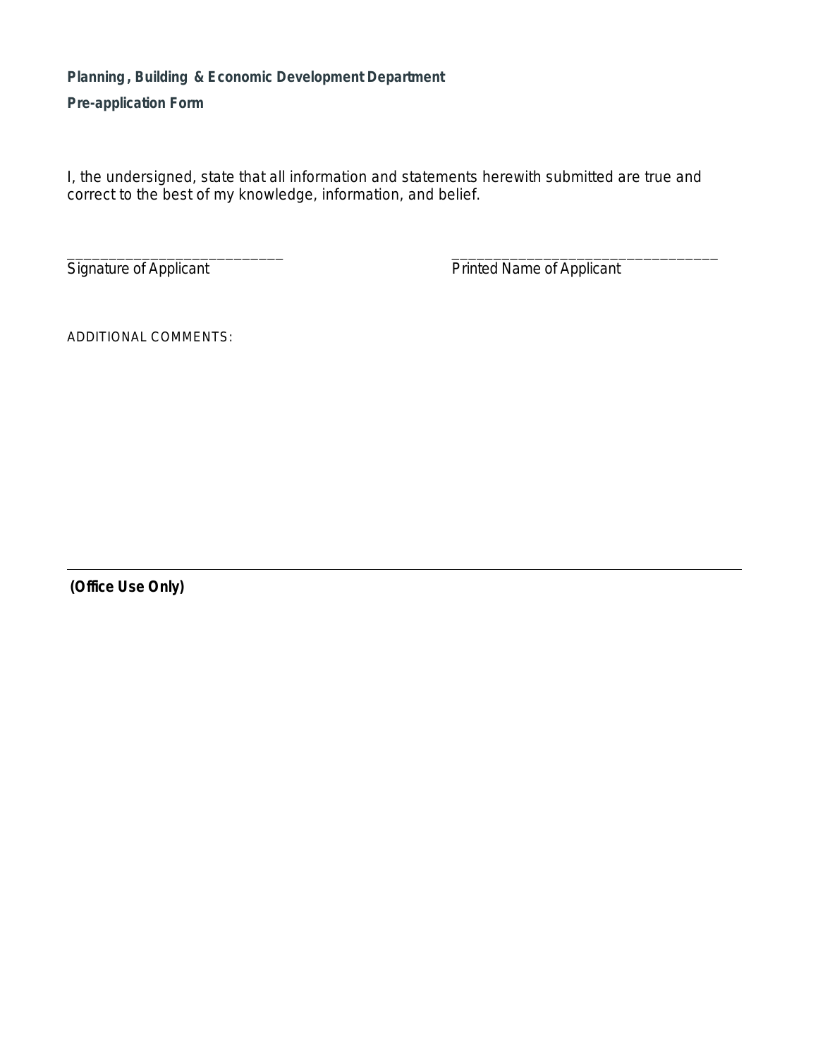**Planning , Building & Economic Development Department**

**Pre-application Form**

I, the undersigned, state that all information and statements herewith submitted are true and correct to the best of my knowledge, information, and belief.

___________________________ Signature of Applicant

_________________________________ Printed Name of Applicant

ADDITIONAL COMMENTS:

---

**(Office Use Only)**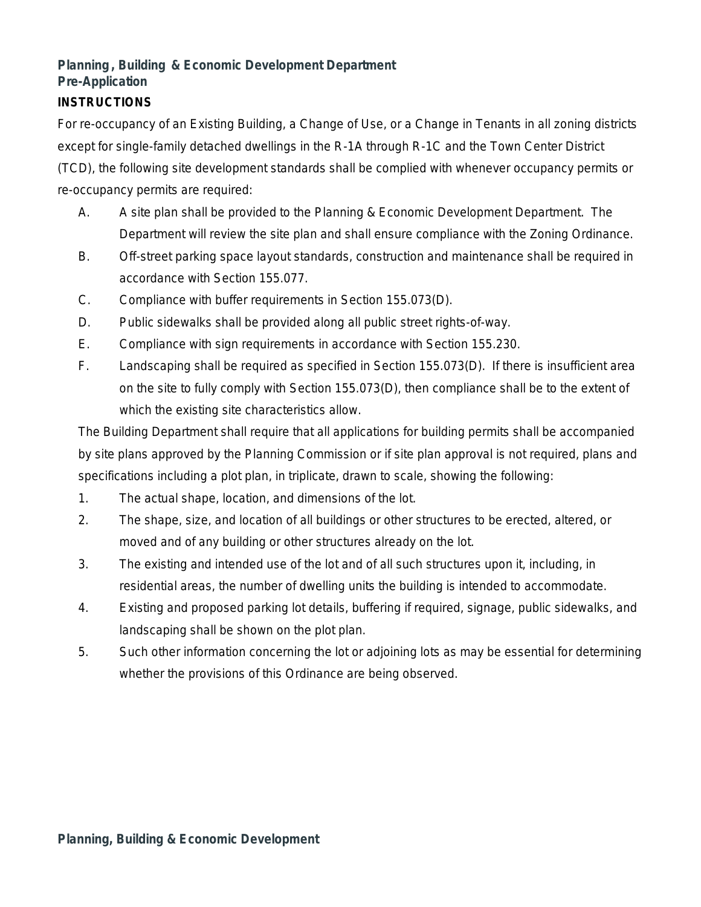**Planning, Building & Economic Development Department**
**Pre-Application**

**INSTRUCTIONS**

For re-occupancy of an Existing Building, a Change of Use, or a Change in Tenants in all zoning districts except for single-family detached dwellings in the R-1A through R-1C and the Town Center District (TCD), the following site development standards shall be complied with whenever occupancy permits or re-occupancy permits are required:

A. A site plan shall be provided to the Planning & Economic Development Department. The Department will review the site plan and shall ensure compliance with the Zoning Ordinance.

B. Off-street parking space layout standards, construction and maintenance shall be required in accordance with Section 155.077.

C. Compliance with buffer requirements in Section 155.073(D).

D. Public sidewalks shall be provided along all public street rights-of-way.

E. Compliance with sign requirements in accordance with Section 155.230.

F. Landscaping shall be required as specified in Section 155.073(D). If there is insufficient area on the site to fully comply with Section 155.073(D), then compliance shall be to the extent of which the existing site characteristics allow.

The Building Department shall require that all applications for building permits shall be accompanied by site plans approved by the Planning Commission or if site plan approval is not required, plans and specifications including a plot plan, in triplicate, drawn to scale, showing the following:

1. The actual shape, location, and dimensions of the lot.
2. The shape, size, and location of all buildings or other structures to be erected, altered, or moved and of any building or other structures already on the lot.
3. The existing and intended use of the lot and of all such structures upon it, including, in residential areas, the number of dwelling units the building is intended to accommodate.
4. Existing and proposed parking lot details, buffering if required, signage, public sidewalks, and landscaping shall be shown on the plot plan.
5. Such other information concerning the lot or adjoining lots as may be essential for determining whether the provisions of this Ordinance are being observed.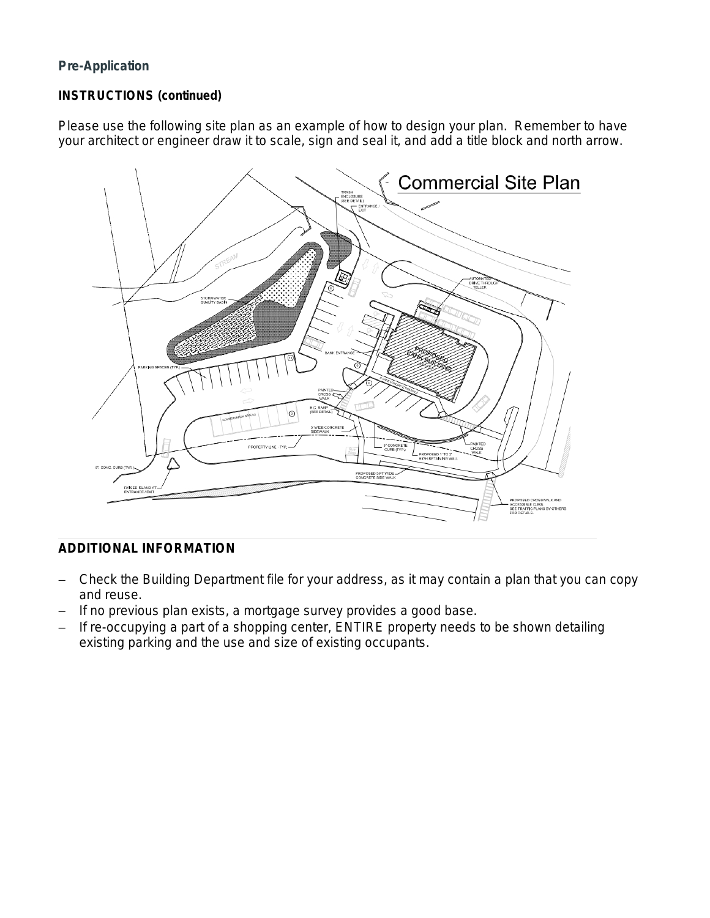**Pre-Application**

**INSTRUCTIONS (continued)**

Please use the following site plan as an example of how to design your plan. Remember to have your architect or engineer draw it to scale, sign and seal it, and add a title block and north arrow.

Commercial Site Plan

## ADDITIONAL INFORMATION

- Check the Building Department file for your address, as it may contain a plan that you can copy and reuse.
- If no previous plan exists, a mortgage survey provides a good base.
- If re-occupying a part of a shopping center, ENTIRE property needs to be shown detailing existing parking and the use and size of existing occupants.